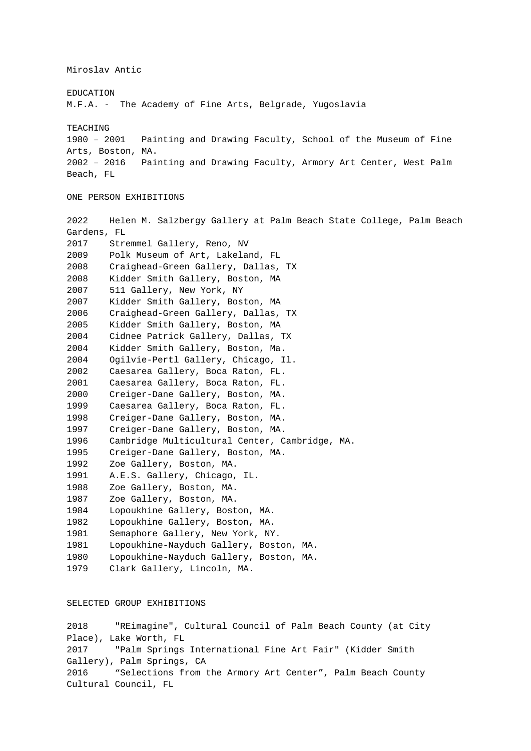Miroslav Antic

## EDUCATION

M.F.A. - The Academy of Fine Arts, Belgrade, Yugoslavia

## TEACHING

1980 – 2001 Painting and Drawing Faculty, School of the Museum of Fine Arts, Boston, MA.
2002 – 2016 Painting and Drawing Faculty, Armory Art Center, West Palm Beach, FL

## ONE PERSON EXHIBITIONS

2022 Helen M. Salzbergy Gallery at Palm Beach State College, Palm Beach Gardens, FL
2017 Stremmel Gallery, Reno, NV
2009 Polk Museum of Art, Lakeland, FL
2008 Craighead-Green Gallery, Dallas, TX
2008 Kidder Smith Gallery, Boston, MA
2007 511 Gallery, New York, NY
2007 Kidder Smith Gallery, Boston, MA
2006 Craighead-Green Gallery, Dallas, TX
2005 Kidder Smith Gallery, Boston, MA
2004 Cidnee Patrick Gallery, Dallas, TX
2004 Kidder Smith Gallery, Boston, Ma.
2004 Ogilvie-Pertl Gallery, Chicago, Il.
2002 Caesarea Gallery, Boca Raton, FL.
2001 Caesarea Gallery, Boca Raton, FL.
2000 Creiger-Dane Gallery, Boston, MA.
1999 Caesarea Gallery, Boca Raton, FL.
1998 Creiger-Dane Gallery, Boston, MA.
1997 Creiger-Dane Gallery, Boston, MA.
1996 Cambridge Multicultural Center, Cambridge, MA.
1995 Creiger-Dane Gallery, Boston, MA.
1992 Zoe Gallery, Boston, MA.
1991 A.E.S. Gallery, Chicago, IL.
1988 Zoe Gallery, Boston, MA.
1987 Zoe Gallery, Boston, MA.
1984 Lopoukhine Gallery, Boston, MA.
1982 Lopoukhine Gallery, Boston, MA.
1981 Semaphore Gallery, New York, NY.
1981 Lopoukhine-Nayduch Gallery, Boston, MA.
1980 Lopoukhine-Nayduch Gallery, Boston, MA.
1979 Clark Gallery, Lincoln, MA.

## SELECTED GROUP EXHIBITIONS

2018 "REimagine", Cultural Council of Palm Beach County (at City Place), Lake Worth, FL
2017 "Palm Springs International Fine Art Fair" (Kidder Smith Gallery), Palm Springs, CA
2016 “Selections from the Armory Art Center”, Palm Beach County Cultural Council, FL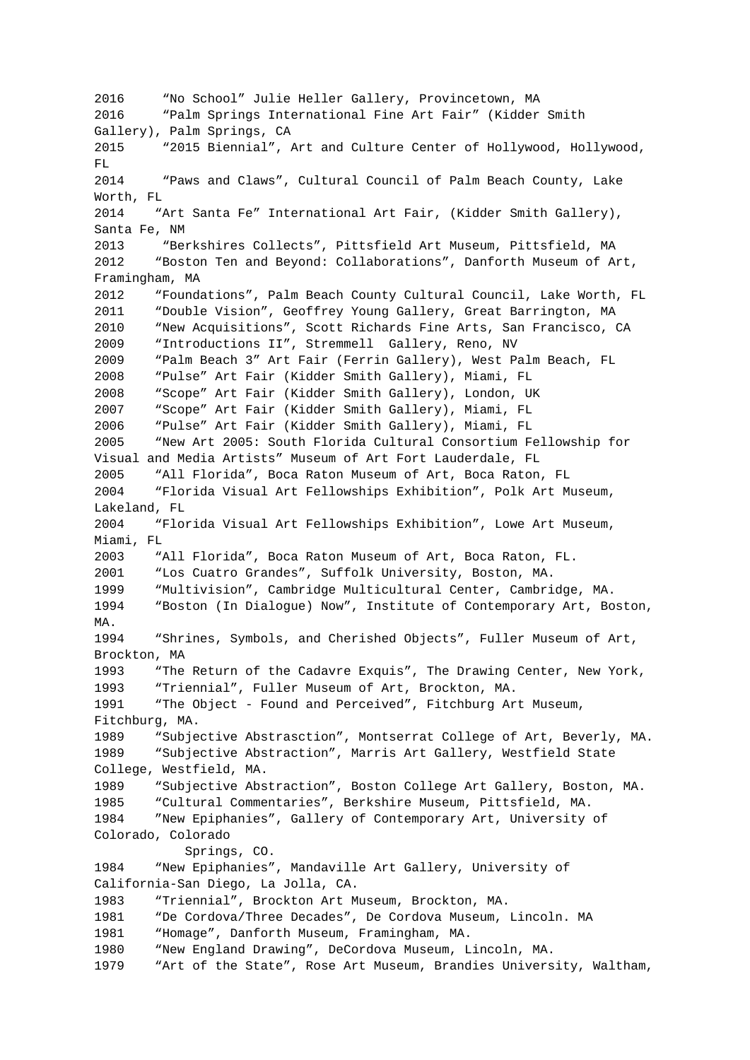2016 "No School" Julie Heller Gallery, Provincetown, MA
2016 "Palm Springs International Fine Art Fair" (Kidder Smith Gallery), Palm Springs, CA
2015 "2015 Biennial", Art and Culture Center of Hollywood, Hollywood, FL
2014 "Paws and Claws", Cultural Council of Palm Beach County, Lake Worth, FL
2014 "Art Santa Fe" International Art Fair, (Kidder Smith Gallery), Santa Fe, NM
2013 "Berkshires Collects", Pittsfield Art Museum, Pittsfield, MA
2012 "Boston Ten and Beyond: Collaborations", Danforth Museum of Art, Framingham, MA
2012 "Foundations", Palm Beach County Cultural Council, Lake Worth, FL
2011 "Double Vision", Geoffrey Young Gallery, Great Barrington, MA
2010 "New Acquisitions", Scott Richards Fine Arts, San Francisco, CA
2009 "Introductions II", Stremmell Gallery, Reno, NV
2009 "Palm Beach 3" Art Fair (Ferrin Gallery), West Palm Beach, FL
2008 "Pulse" Art Fair (Kidder Smith Gallery), Miami, FL
2008 "Scope" Art Fair (Kidder Smith Gallery), London, UK
2007 "Scope" Art Fair (Kidder Smith Gallery), Miami, FL
2006 "Pulse" Art Fair (Kidder Smith Gallery), Miami, FL
2005 "New Art 2005: South Florida Cultural Consortium Fellowship for Visual and Media Artists" Museum of Art Fort Lauderdale, FL
2005 "All Florida", Boca Raton Museum of Art, Boca Raton, FL
2004 "Florida Visual Art Fellowships Exhibition", Polk Art Museum, Lakeland, FL
2004 "Florida Visual Art Fellowships Exhibition", Lowe Art Museum, Miami, FL
2003 "All Florida", Boca Raton Museum of Art, Boca Raton, FL.
2001 "Los Cuatro Grandes", Suffolk University, Boston, MA.
1999 "Multivision", Cambridge Multicultural Center, Cambridge, MA.
1994 "Boston (In Dialogue) Now", Institute of Contemporary Art, Boston, MA.
1994 "Shrines, Symbols, and Cherished Objects", Fuller Museum of Art, Brockton, MA
1993 "The Return of the Cadavre Exquis", The Drawing Center, New York,
1993 "Triennial", Fuller Museum of Art, Brockton, MA.
1991 "The Object - Found and Perceived", Fitchburg Art Museum, Fitchburg, MA.
1989 "Subjective Abstrasction", Montserrat College of Art, Beverly, MA.
1989 "Subjective Abstraction", Marris Art Gallery, Westfield State College, Westfield, MA.
1989 "Subjective Abstraction", Boston College Art Gallery, Boston, MA.
1985 "Cultural Commentaries", Berkshire Museum, Pittsfield, MA.
1984 "New Epiphanies", Gallery of Contemporary Art, University of Colorado, Colorado Springs, CO.
1984 "New Epiphanies", Mandaville Art Gallery, University of California-San Diego, La Jolla, CA.
1983 "Triennial", Brockton Art Museum, Brockton, MA.
1981 "De Cordova/Three Decades", De Cordova Museum, Lincoln. MA
1981 "Homage", Danforth Museum, Framingham, MA.
1980 "New England Drawing", DeCordova Museum, Lincoln, MA.
1979 "Art of the State", Rose Art Museum, Brandies University, Waltham,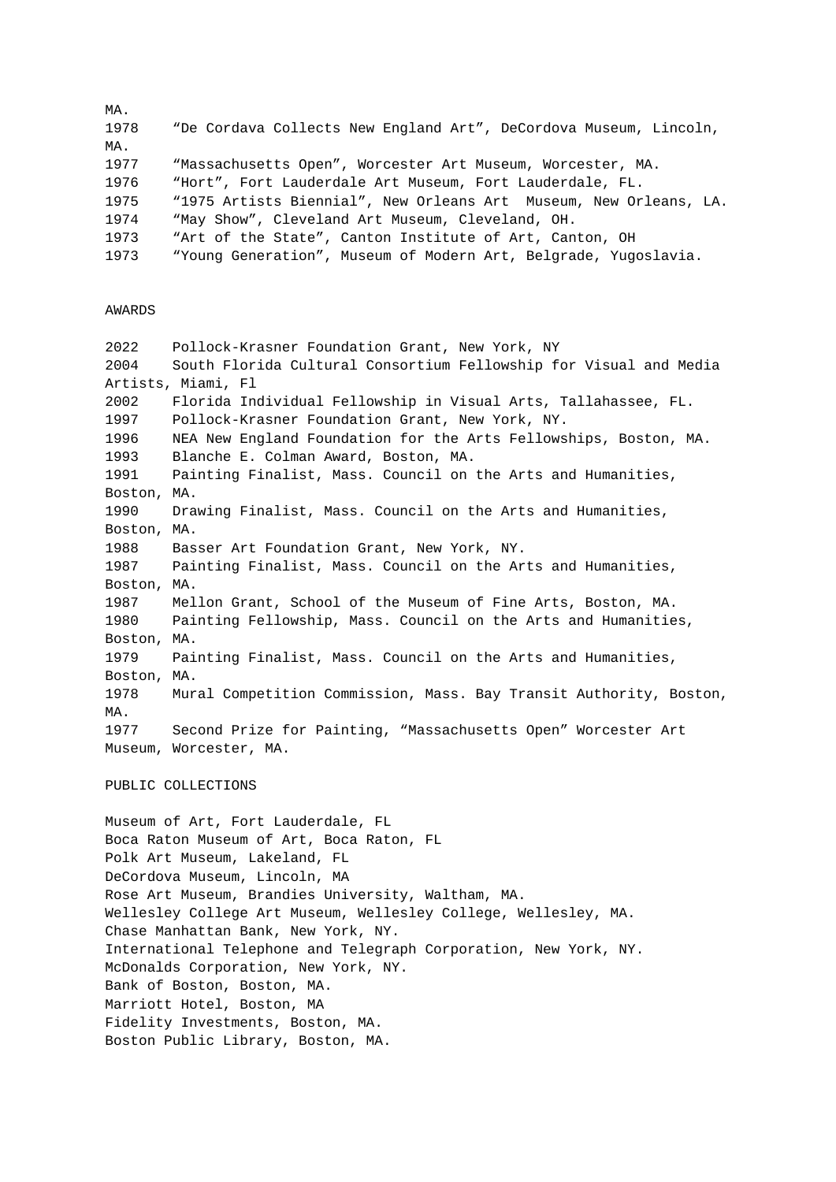MA.

1978 “De Cordava Collects New England Art”, DeCordova Museum, Lincoln, MA.

1977 “Massachusetts Open”, Worcester Art Museum, Worcester, MA.

1976 “Hort”, Fort Lauderdale Art Museum, Fort Lauderdale, FL.

1975 “1975 Artists Biennial”, New Orleans Art Museum, New Orleans, LA.

1974 “May Show”, Cleveland Art Museum, Cleveland, OH.

1973 “Art of the State”, Canton Institute of Art, Canton, OH

1973 “Young Generation”, Museum of Modern Art, Belgrade, Yugoslavia.

## AWARDS

2022 Pollock-Krasner Foundation Grant, New York, NY

2004 South Florida Cultural Consortium Fellowship for Visual and Media Artists, Miami, Fl

2002 Florida Individual Fellowship in Visual Arts, Tallahassee, FL.

1997 Pollock-Krasner Foundation Grant, New York, NY.

1996 NEA New England Foundation for the Arts Fellowships, Boston, MA.

1993 Blanche E. Colman Award, Boston, MA.

1991 Painting Finalist, Mass. Council on the Arts and Humanities, Boston, MA.

1990 Drawing Finalist, Mass. Council on the Arts and Humanities, Boston, MA.

1988 Basser Art Foundation Grant, New York, NY.

1987 Painting Finalist, Mass. Council on the Arts and Humanities, Boston, MA.

1987 Mellon Grant, School of the Museum of Fine Arts, Boston, MA.

1980 Painting Fellowship, Mass. Council on the Arts and Humanities, Boston, MA.

1979 Painting Finalist, Mass. Council on the Arts and Humanities, Boston, MA.

1978 Mural Competition Commission, Mass. Bay Transit Authority, Boston, MA.

1977 Second Prize for Painting, “Massachusetts Open” Worcester Art Museum, Worcester, MA.

## PUBLIC COLLECTIONS

Museum of Art, Fort Lauderdale, FL

Boca Raton Museum of Art, Boca Raton, FL

Polk Art Museum, Lakeland, FL

DeCordova Museum, Lincoln, MA

Rose Art Museum, Brandies University, Waltham, MA.

Wellesley College Art Museum, Wellesley College, Wellesley, MA.

Chase Manhattan Bank, New York, NY.

International Telephone and Telegraph Corporation, New York, NY.

McDonalds Corporation, New York, NY.

Bank of Boston, Boston, MA.

Marriott Hotel, Boston, MA

Fidelity Investments, Boston, MA.

Boston Public Library, Boston, MA.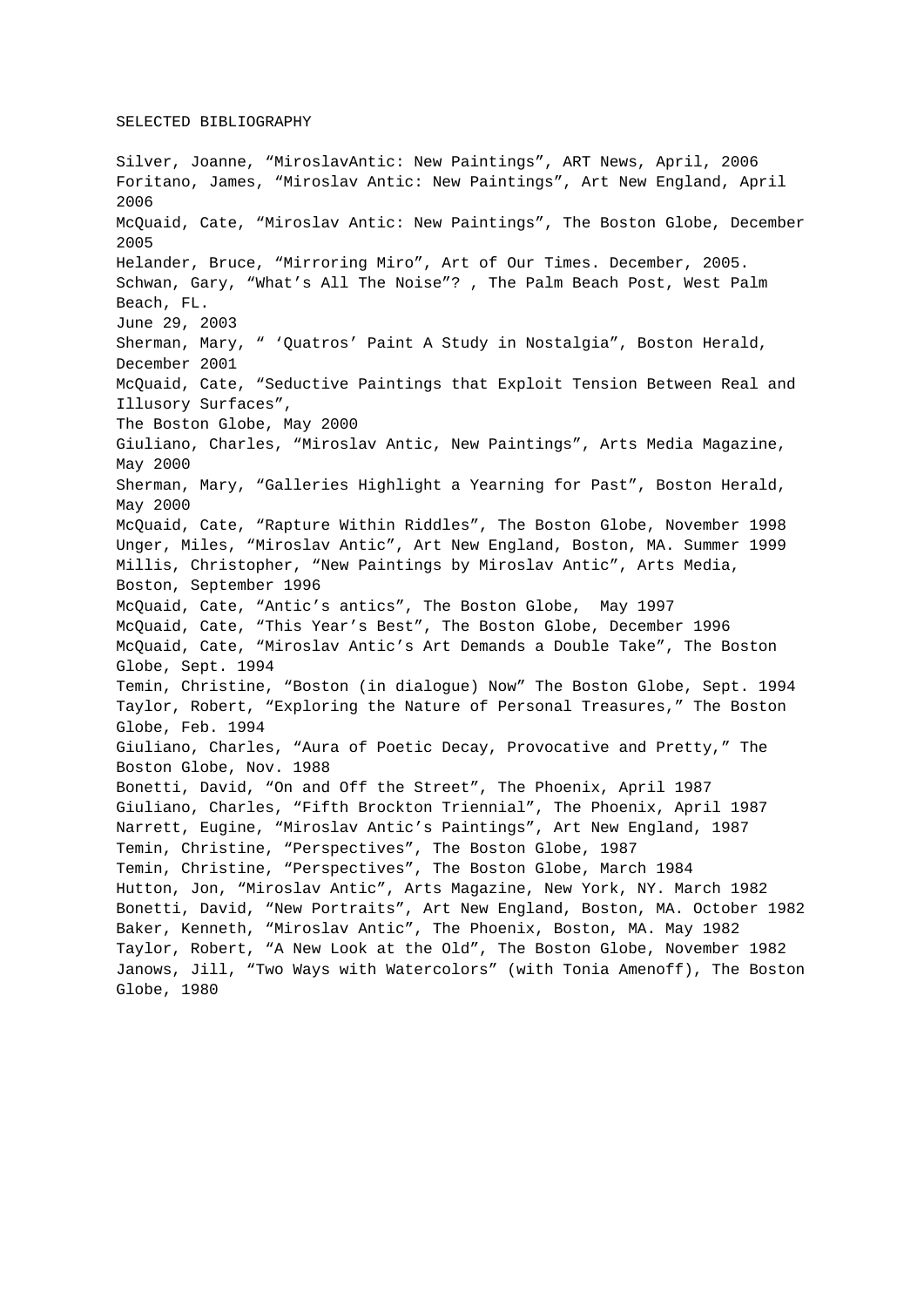SELECTED BIBLIOGRAPHY

Silver, Joanne, “MiroslavAntic: New Paintings”, ART News, April, 2006
Foritano, James, “Miroslav Antic: New Paintings”, Art New England, April 2006
McQuaid, Cate, “Miroslav Antic: New Paintings”, The Boston Globe, December 2005
Helander, Bruce, “Mirroring Miro”, Art of Our Times. December, 2005.
Schwan, Gary, “What’s All The Noise”? , The Palm Beach Post, West Palm Beach, FL.
June 29, 2003
Sherman, Mary, “ ‘Quatros’ Paint A Study in Nostalgia”, Boston Herald, December 2001
McQuaid, Cate, “Seductive Paintings that Exploit Tension Between Real and Illusory Surfaces”,
The Boston Globe, May 2000
Giuliano, Charles, “Miroslav Antic, New Paintings”, Arts Media Magazine, May 2000
Sherman, Mary, “Galleries Highlight a Yearning for Past”, Boston Herald, May 2000
McQuaid, Cate, “Rapture Within Riddles”, The Boston Globe, November 1998
Unger, Miles, “Miroslav Antic”, Art New England, Boston, MA. Summer 1999
Millis, Christopher, “New Paintings by Miroslav Antic”, Arts Media, Boston, September 1996
McQuaid, Cate, “Antic’s antics”, The Boston Globe, May 1997
McQuaid, Cate, “This Year’s Best”, The Boston Globe, December 1996
McQuaid, Cate, “Miroslav Antic’s Art Demands a Double Take”, The Boston Globe, Sept. 1994
Temin, Christine, “Boston (in dialogue) Now” The Boston Globe, Sept. 1994
Taylor, Robert, “Exploring the Nature of Personal Treasures,” The Boston Globe, Feb. 1994
Giuliano, Charles, “Aura of Poetic Decay, Provocative and Pretty,” The Boston Globe, Nov. 1988
Bonetti, David, “On and Off the Street”, The Phoenix, April 1987
Giuliano, Charles, “Fifth Brockton Triennial”, The Phoenix, April 1987
Narrett, Eugine, “Miroslav Antic’s Paintings”, Art New England, 1987
Temin, Christine, “Perspectives”, The Boston Globe, 1987
Temin, Christine, “Perspectives”, The Boston Globe, March 1984
Hutton, Jon, “Miroslav Antic”, Arts Magazine, New York, NY. March 1982
Bonetti, David, “New Portraits”, Art New England, Boston, MA. October 1982
Baker, Kenneth, “Miroslav Antic”, The Phoenix, Boston, MA. May 1982
Taylor, Robert, “A New Look at the Old”, The Boston Globe, November 1982
Janows, Jill, “Two Ways with Watercolors” (with Tonia Amenoff), The Boston Globe, 1980